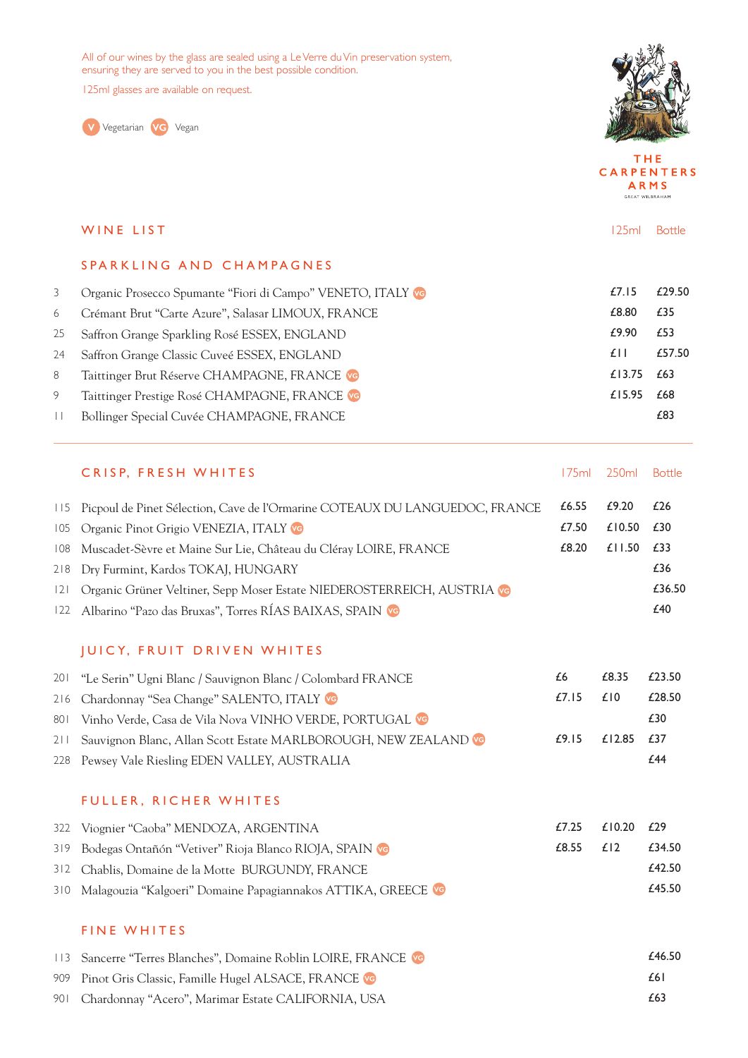All of our wines by the glass are sealed using a Le Verre du Vin preservation system, ensuring they are served to you in the best possible condition.

125ml glasses are available on request.

V Vegetarian VG Vegan

THE CARPENTERS ARMS
GREAT WILBRAHAM

# WINE LIST

## SPARKLING AND CHAMPAGNES

| | | 125ml | Bottle |
|---|---|---|---|
| 3 | Organic Prosecco Spumante "Fiori di Campo" VENETO, ITALY VG | £7.15 | £29.50 |
| 6 | Crémant Brut "Carte Azure", Salasar LIMOUX, FRANCE | £8.80 | £35 |
| 25 | Saffron Grange Sparkling Rosé ESSEX, ENGLAND | £9.90 | £53 |
| 24 | Saffron Grange Classic Cuveé ESSEX, ENGLAND | £11 | £57.50 |
| 8 | Taittinger Brut Réserve CHAMPAGNE, FRANCE VG | £13.75 | £63 |
| 9 | Taittinger Prestige Rosé CHAMPAGNE, FRANCE VG | £15.95 | £68 |
| 11 | Bollinger Special Cuvée CHAMPAGNE, FRANCE | | £83 |

## CRISP, FRESH WHITES

| | | 175ml | 250ml | Bottle |
|---|---|---|---|---|
| 115 | Picpoul de Pinet Sélection, Cave de l'Ormarine COTEAUX DU LANGUEDOC, FRANCE | £6.55 | £9.20 | £26 |
| 105 | Organic Pinot Grigio VENEZIA, ITALY VG | £7.50 | £10.50 | £30 |
| 108 | Muscadet-Sèvre et Maine Sur Lie, Château du Cléray LOIRE, FRANCE | £8.20 | £11.50 | £33 |
| 218 | Dry Furmint, Kardos TOKAJ, HUNGARY | | | £36 |
| 121 | Organic Grüner Veltiner, Sepp Moser Estate NIEDEROSTERREICH, AUSTRIA VG | | | £36.50 |
| 122 | Albarino "Pazo das Bruxas", Torres RÍAS BAIXAS, SPAIN VG | | | £40 |

## JUICY, FRUIT DRIVEN WHITES

| | | 175ml | 250ml | Bottle |
|---|---|---|---|---|
| 201 | "Le Serin" Ugni Blanc / Sauvignon Blanc / Colombard FRANCE | £6 | £8.35 | £23.50 |
| 216 | Chardonnay "Sea Change" SALENTO, ITALY VG | £7.15 | £10 | £28.50 |
| 801 | Vinho Verde, Casa de Vila Nova VINHO VERDE, PORTUGAL VG | | | £30 |
| 211 | Sauvignon Blanc, Allan Scott Estate MARLBOROUGH, NEW ZEALAND VG | £9.15 | £12.85 | £37 |
| 228 | Pewsey Vale Riesling EDEN VALLEY, AUSTRALIA | | | £44 |

## FULLER, RICHER WHITES

| | | 175ml | 250ml | Bottle |
|---|---|---|---|---|
| 322 | Viognier "Caoba" MENDOZA, ARGENTINA | £7.25 | £10.20 | £29 |
| 319 | Bodegas Ontañón "Vetiver" Rioja Blanco RIOJA, SPAIN VG | £8.55 | £12 | £34.50 |
| 312 | Chablis, Domaine de la Motte BURGUNDY, FRANCE | | | £42.50 |
| 310 | Malagouzia "Kalgoeri" Domaine Papagiannakos ATTIKA, GREECE VG | | | £45.50 |

## FINE WHITES

| | | 175ml | 250ml | Bottle |
|---|---|---|---|---|
| 113 | Sancerre "Terres Blanches", Domaine Roblin LOIRE, FRANCE VG | | | £46.50 |
| 909 | Pinot Gris Classic, Famille Hugel ALSACE, FRANCE VG | | | £61 |
| 901 | Chardonnay "Acero", Marimar Estate CALIFORNIA, USA | | | £63 |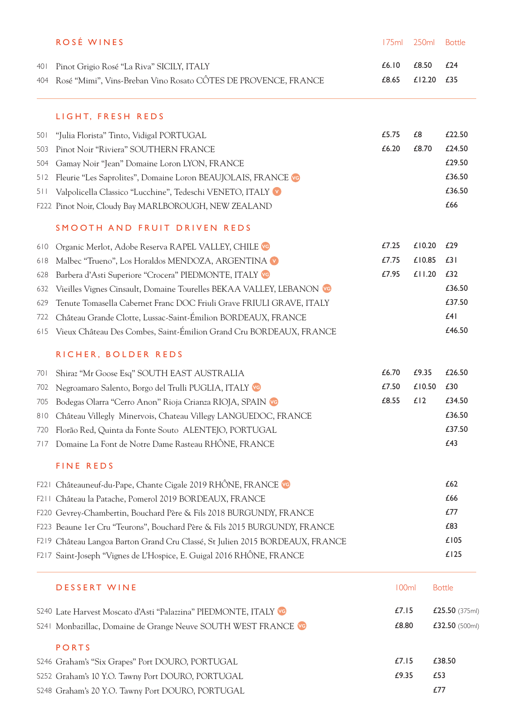## ROSÉ WINES

| | | 175ml | 250ml | Bottle |
|---|---|---|---|---|
| 401 | Pinot Grigio Rosé "La Riva" SICILY, ITALY | £6.10 | £8.50 | £24 |
| 404 | Rosé "Mimi", Vins-Breban Vino Rosato CÔTES DE PROVENCE, FRANCE | £8.65 | £12.20 | £35 |

## LIGHT, FRESH REDS

| | | 175ml | 250ml | Bottle |
|---|---|---|---|---|
| 501 | "Julia Florista" Tinto, Vidigal PORTUGAL | £5.75 | £8 | £22.50 |
| 503 | Pinot Noir "Riviera" SOUTHERN FRANCE | £6.20 | £8.70 | £24.50 |
| 504 | Gamay Noir "Jean" Domaine Loron LYON, FRANCE | | | £29.50 |
| 512 | Fleurie "Les Saprolites", Domaine Loron BEAUJOLAIS, FRANCE (VG) | | | £36.50 |
| 511 | Valpolicella Classico "Lucchine", Tedeschi VENETO, ITALY (V) | | | £36.50 |
| F222 | Pinot Noir, Cloudy Bay MARLBOROUGH, NEW ZEALAND | | | £66 |

## SMOOTH AND FRUIT DRIVEN REDS

| | | 175ml | 250ml | Bottle |
|---|---|---|---|---|
| 610 | Organic Merlot, Adobe Reserva RAPEL VALLEY, CHILE (VG) | £7.25 | £10.20 | £29 |
| 618 | Malbec "Trueno", Los Horaldos MENDOZA, ARGENTINA (V) | £7.75 | £10.85 | £31 |
| 628 | Barbera d'Asti Superiore "Crocera" PIEDMONTE, ITALY (VG) | £7.95 | £11.20 | £32 |
| 632 | Vieilles Vignes Cinsault, Domaine Tourelles BEKAA VALLEY, LEBANON (VG) | | | £36.50 |
| 629 | Tenute Tomasella Cabernet Franc DOC Friuli Grave FRIULI GRAVE, ITALY | | | £37.50 |
| 722 | Château Grande Clotte, Lussac-Saint-Émilion BORDEAUX, FRANCE | | | £41 |
| 615 | Vieux Château Des Combes, Saint-Émilion Grand Cru BORDEAUX, FRANCE | | | £46.50 |

## RICHER, BOLDER REDS

| | | 175ml | 250ml | Bottle |
|---|---|---|---|---|
| 701 | Shiraz "Mr Goose Esq" SOUTH EAST AUSTRALIA | £6.70 | £9.35 | £26.50 |
| 702 | Negroamaro Salento, Borgo del Trulli PUGLIA, ITALY (VG) | £7.50 | £10.50 | £30 |
| 705 | Bodegas Olarra "Cerro Anon" Rioja Crianza RIOJA, SPAIN (VG) | £8.55 | £12 | £34.50 |
| 810 | Château Villegly Minervois, Chateau Villegy LANGUEDOC, FRANCE | | | £36.50 |
| 720 | Florão Red, Quinta da Fonte Souto ALENTEJO, PORTUGAL | | | £37.50 |
| 717 | Domaine La Font de Notre Dame Rasteau RHÔNE, FRANCE | | | £43 |

## FINE REDS

| | | Bottle |
|---|---|---|
| F221 | Châteauneuf-du-Pape, Chante Cigale 2019 RHÔNE, FRANCE (VG) | £62 |
| F211 | Château la Patache, Pomerol 2019 BORDEAUX, FRANCE | £66 |
| F220 | Gevrey-Chambertin, Bouchard Père & Fils 2018 BURGUNDY, FRANCE | £77 |
| F223 | Beaune 1er Cru "Teurons", Bouchard Père & Fils 2015 BURGUNDY, FRANCE | £83 |
| F219 | Château Langoa Barton Grand Cru Classé, St Julien 2015 BORDEAUX, FRANCE | £105 |
| F217 | Saint-Joseph "Vignes de L'Hospice, E. Guigal 2016 RHÔNE, FRANCE | £125 |

## DESSERT WINE

| | | 100ml | Bottle |
|---|---|---|---|
| S240 | Late Harvest Moscato d'Asti "Palazzina" PIEDMONTE, ITALY (VG) | £7.15 | £25.50 (375ml) |
| S241 | Monbazillac, Domaine de Grange Neuve SOUTH WEST FRANCE (VG) | £8.80 | £32.50 (500ml) |

## PORTS

| | | 100ml | Bottle |
|---|---|---|---|
| S246 | Graham's "Six Grapes" Port DOURO, PORTUGAL | £7.15 | £38.50 |
| S252 | Graham's 10 Y.O. Tawny Port DOURO, PORTUGAL | £9.35 | £53 |
| S248 | Graham's 20 Y.O. Tawny Port DOURO, PORTUGAL | | £77 |